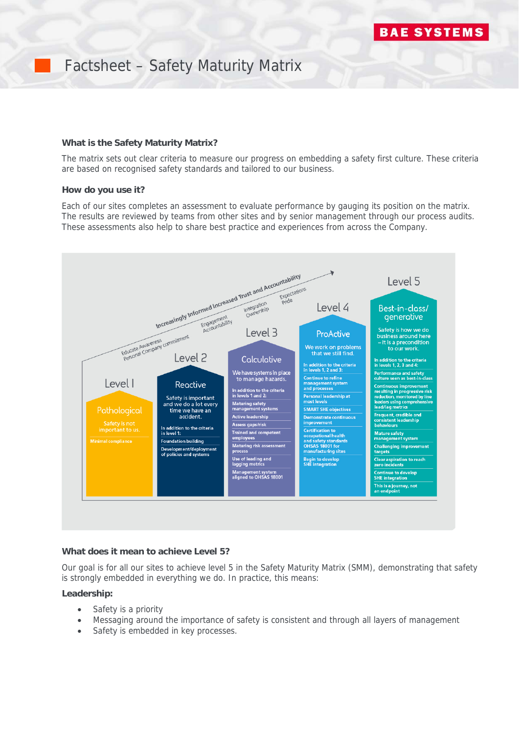# Factsheet – Safety Maturity Matrix

### What is the Safety Maturity Matrix?

The matrix sets out clear criteria to measure our progress on embedding a safety first culture. These criteria are based on recognised safety standards and tailored to our business.

### How do you use it?

Each of our sites completes an assessment to evaluate performance by gauging its position on the matrix. The results are reviewed by teams from other sites and by senior management through our process audits. These assessments also help to share best practice and experiences from across the Company.

Increasingly Informed Increased Trust and Accountability

Educate Awareness, Personal Company commitment → Engagement, Accountability → Integration, Ownership → Expectations, Pride

**Level 1 – Pathological**
Safety is not important to us.
- Minimal compliance

**Level 2 – Reactive**
Safety is important and we do a lot every time we have an accident.
- In addition to the criteria in level 1:
- Foundation building
- Development/deployment of policies and systems

**Level 3 – Calculative**
We have systems in place to manage hazards.
- In addition to the criteria in levels 1 and 2:
- Maturing safety management systems
- Active leadership
- Assess gaps/risk
- Trained and competent employees
- Maturing risk assessment process
- Use of leading and lagging metrics
- Management system aligned to OHSAS 18001

**Level 4 – ProActive**
We work on problems that we still find.
- In addition to the criteria in levels 1, 2 and 3:
- Continue to refine management system and processes
- Personal leadership at most levels
- SMART SHE objectives
- Demonstrate continuous improvement
- Certification to occupational health and safety standards OHSAS 18001 for manufacturing sites
- Begin to develop SHE integration

**Level 5 – Best-in-class/generative**
Safety is how we do business around here – it is a precondition to our work.
- In addition to the criteria in levels 1, 2, 3 and 4:
- Performance and safety culture seen as best-in-class
- Continuous improvement resulting in progressive risk reduction, monitored by line leaders using comprehensive lead/lag metrics
- Frequent, credible and consistent leadership behaviours
- Mature safety management system
- Challenging improvement targets
- Clear aspiration to reach zero incidents
- Continue to develop SHE integration
- This is a journey, not an endpoint

### What does it mean to achieve Level 5?

Our goal is for all our sites to achieve level 5 in the Safety Maturity Matrix (SMM), demonstrating that safety is strongly embedded in everything we do. In practice, this means:

**Leadership:**

- Safety is a priority
- Messaging around the importance of safety is consistent and through all layers of management
- Safety is embedded in key processes.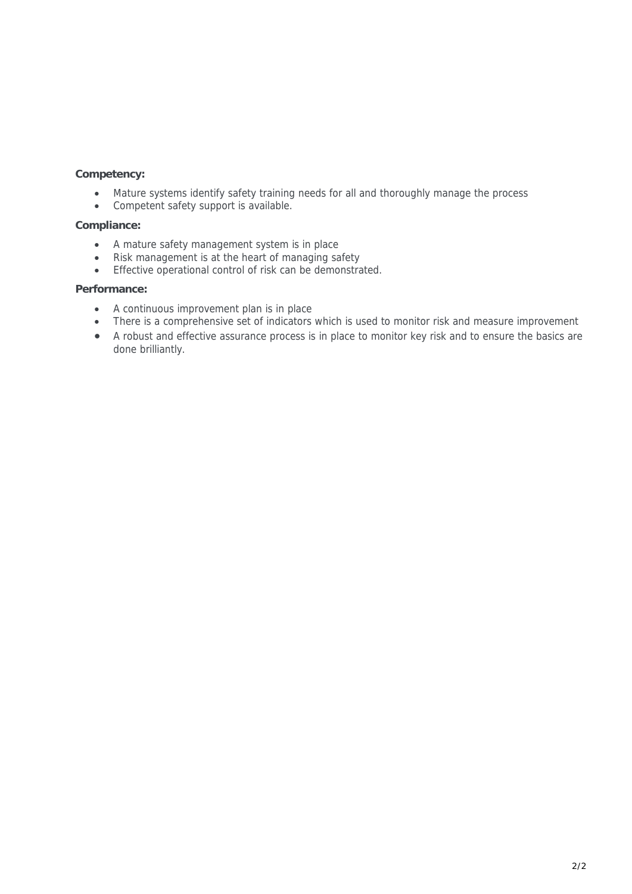**Competency:**

- Mature systems identify safety training needs for all and thoroughly manage the process
- Competent safety support is available.

**Compliance:**

- A mature safety management system is in place
- Risk management is at the heart of managing safety
- Effective operational control of risk can be demonstrated.

**Performance:**

- A continuous improvement plan is in place
- There is a comprehensive set of indicators which is used to monitor risk and measure improvement
- A robust and effective assurance process is in place to monitor key risk and to ensure the basics are done brilliantly.